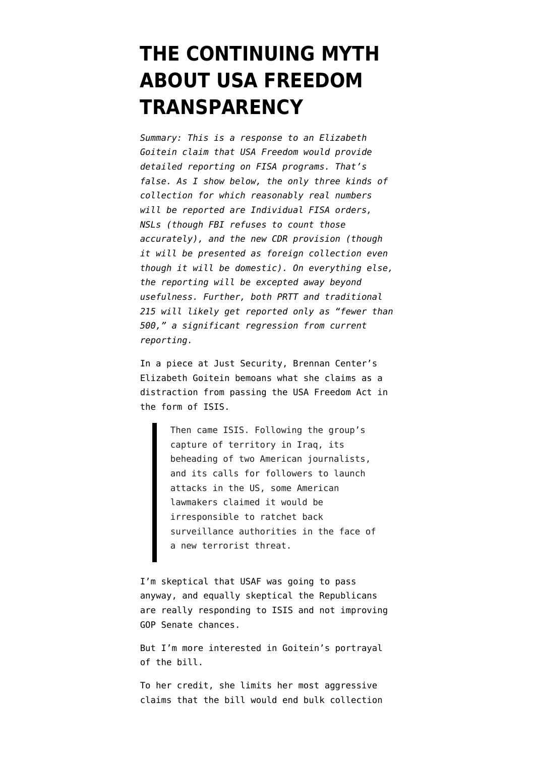# THE CONTINUING MYTH ABOUT USA FREEDOM TRANSPARENCY

*Summary: This is a response to an Elizabeth Goitein claim that USA Freedom would provide detailed reporting on FISA programs. That's false. As I show below, the only three kinds of collection for which reasonably real numbers will be reported are Individual FISA orders, NSLs (though FBI refuses to count those accurately), and the new CDR provision (though it will be presented as foreign collection even though it will be domestic). On everything else, the reporting will be excepted away beyond usefulness. Further, both PRTT and traditional 215 will likely get reported only as "fewer than 500," a significant regression from current reporting.*

In a piece at Just Security, Brennan Center's Elizabeth Goitein bemoans what she claims as a distraction from passing the USA Freedom Act in the form of ISIS.

> Then came ISIS. Following the group's capture of territory in Iraq, its beheading of two American journalists, and its calls for followers to launch attacks in the US, some American lawmakers claimed it would be irresponsible to ratchet back surveillance authorities in the face of a new terrorist threat.

I'm skeptical that USAF was going to pass anyway, and equally skeptical the Republicans are really responding to ISIS and not improving GOP Senate chances.

But I'm more interested in Goitein's portrayal of the bill.

To her credit, she limits her most aggressive claims that the bill would end bulk collection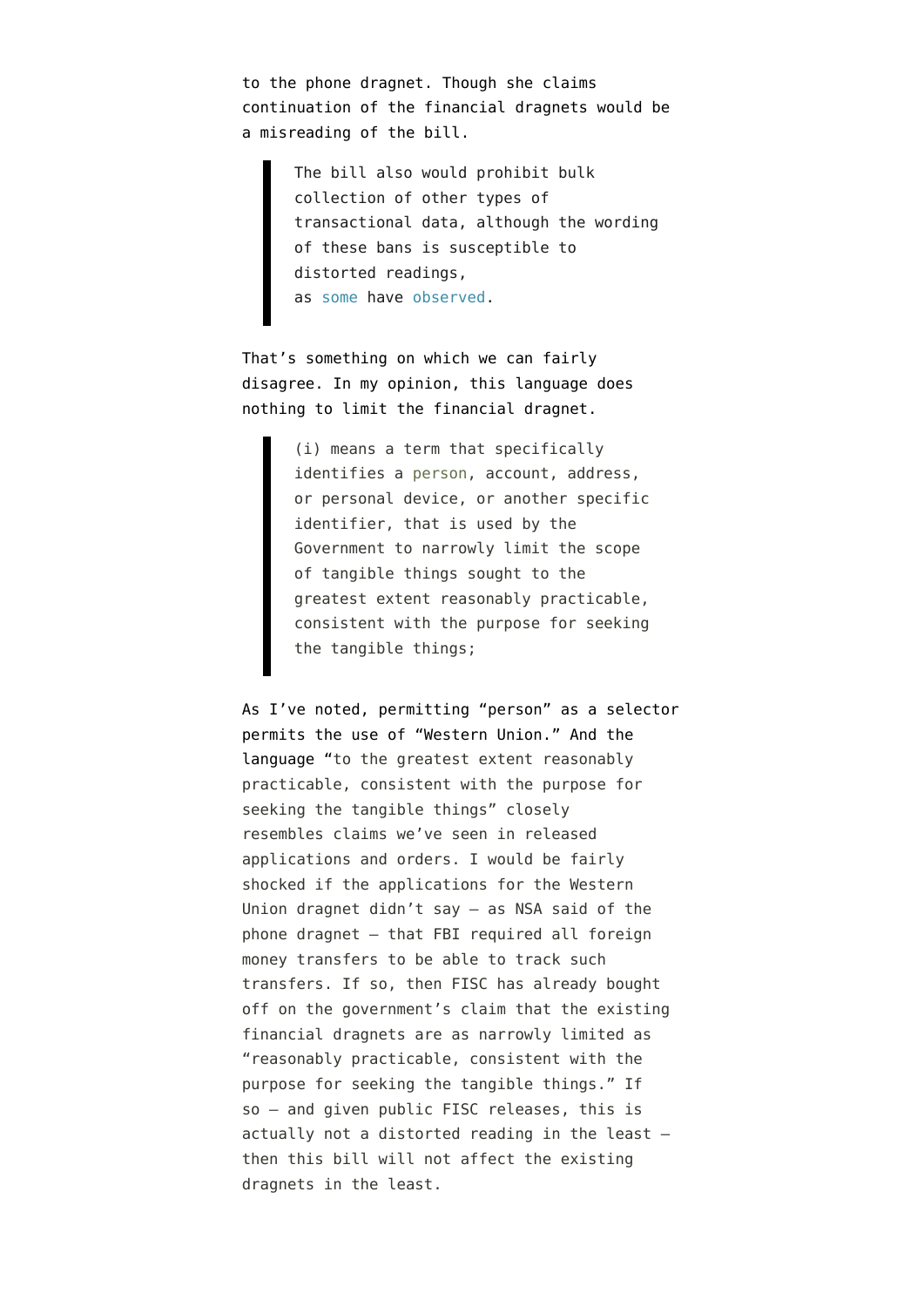to the phone dragnet. Though she claims continuation of the financial dragnets would be a misreading of the bill.

> The bill also would prohibit bulk collection of other types of transactional data, although the wording of these bans is susceptible to distorted readings, as some have observed.

That's something on which we can fairly disagree. In my opinion, this language does nothing to limit the financial dragnet.

> (i) means a term that specifically identifies a person, account, address, or personal device, or another specific identifier, that is used by the Government to narrowly limit the scope of tangible things sought to the greatest extent reasonably practicable, consistent with the purpose for seeking the tangible things;

As I've noted, permitting "person" as a selector permits the use of "Western Union." And the language "to the greatest extent reasonably practicable, consistent with the purpose for seeking the tangible things" closely resembles claims we've seen in released applications and orders. I would be fairly shocked if the applications for the Western Union dragnet didn't say – as NSA said of the phone dragnet – that FBI required all foreign money transfers to be able to track such transfers. If so, then FISC has already bought off on the government's claim that the existing financial dragnets are as narrowly limited as "reasonably practicable, consistent with the purpose for seeking the tangible things." If so – and given public FISC releases, this is actually not a distorted reading in the least – then this bill will not affect the existing dragnets in the least.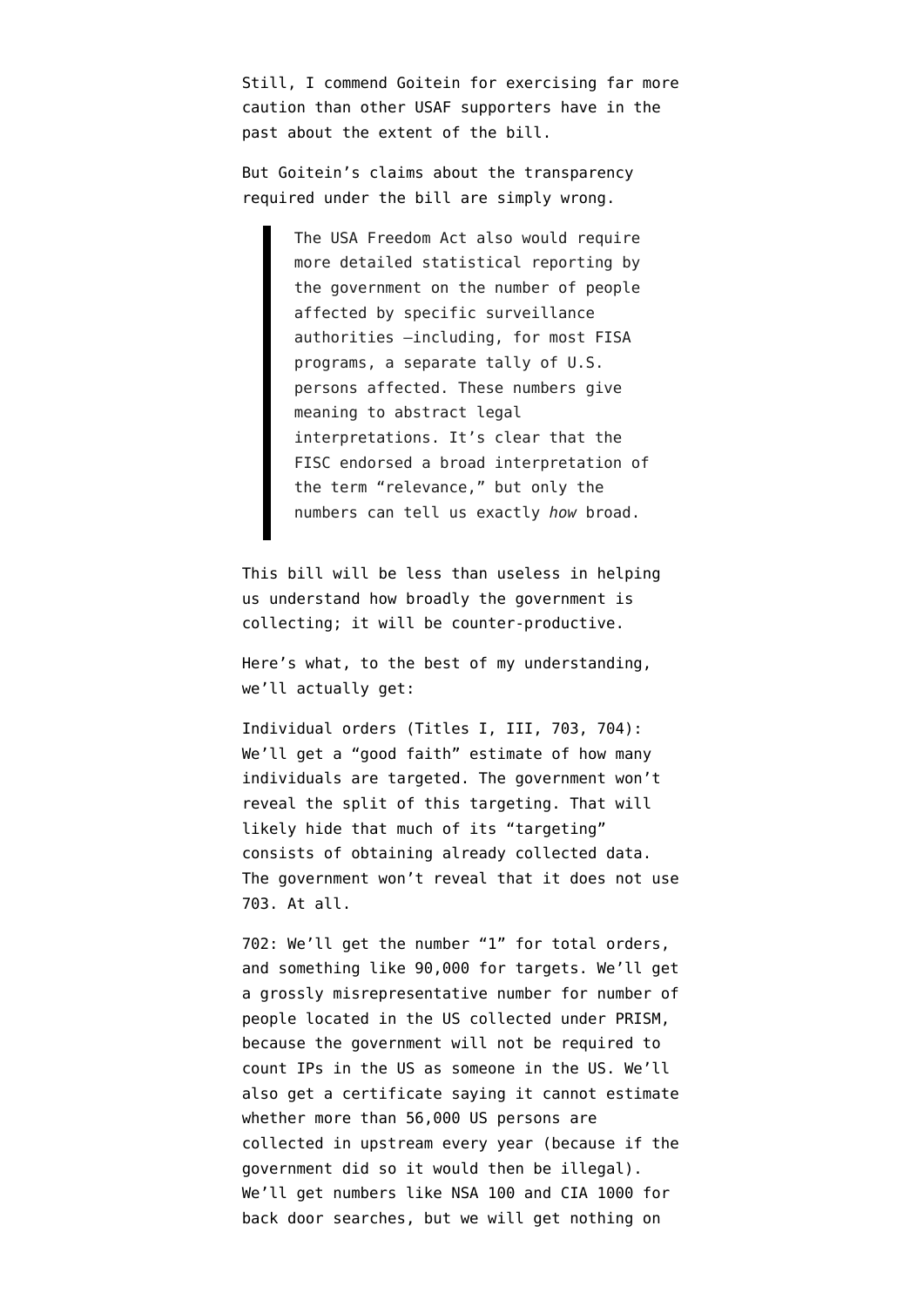Still, I commend Goitein for exercising far more caution than other USAF supporters have in the past about the extent of the bill.

But Goitein's claims about the transparency required under the bill are simply wrong.

> The USA Freedom Act also would require more detailed statistical reporting by the government on the number of people affected by specific surveillance authorities —including, for most FISA programs, a separate tally of U.S. persons affected. These numbers give meaning to abstract legal interpretations. It's clear that the FISC endorsed a broad interpretation of the term "relevance," but only the numbers can tell us exactly *how* broad.

This bill will be less than useless in helping us understand how broadly the government is collecting; it will be counter-productive.

Here's what, to the best of my understanding, we'll actually get:

Individual orders (Titles I, III, 703, 704): We'll get a "good faith" estimate of how many individuals are targeted. The government won't reveal the split of this targeting. That will likely hide that much of its "targeting" consists of obtaining already collected data. The government won't reveal that it does not use 703. At all.

702: We'll get the number "1" for total orders, and something like 90,000 for targets. We'll get a grossly misrepresentative number for number of people located in the US collected under PRISM, because the government will not be required to count IPs in the US as someone in the US. We'll also get a certificate saying it cannot estimate whether more than 56,000 US persons are collected in upstream every year (because if the government did so it would then be illegal). We'll get numbers like NSA 100 and CIA 1000 for back door searches, but we will get nothing on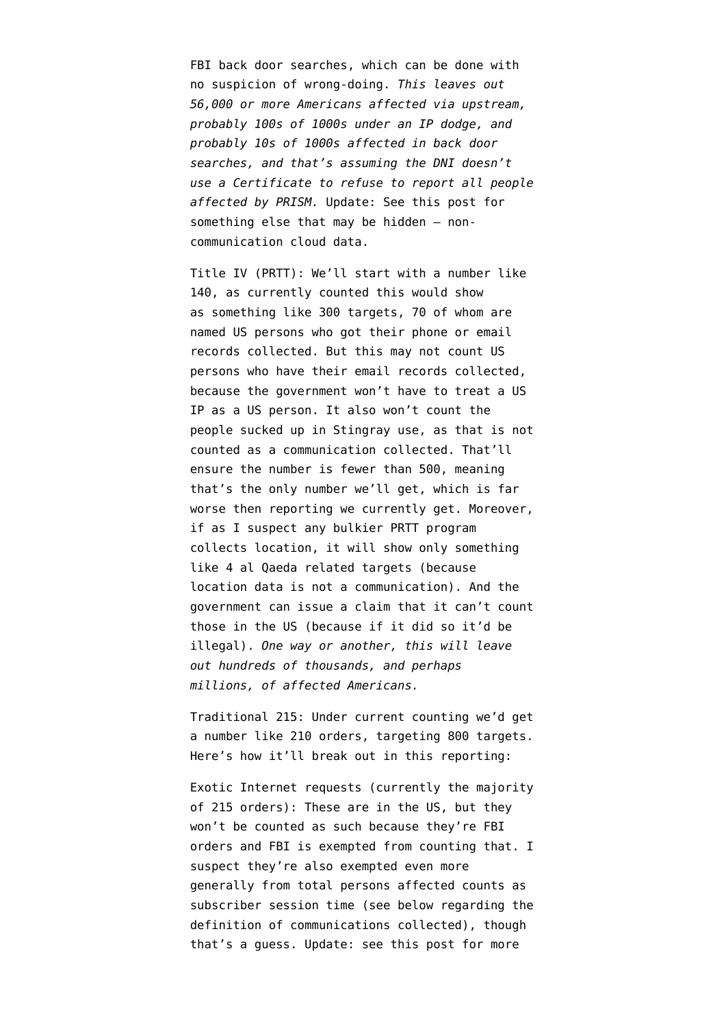FBI back door searches, which can be done with no suspicion of wrong-doing. *This leaves out 56,000 or more Americans affected via upstream, probably 100s of 1000s under an IP dodge, and probably 10s of 1000s affected in back door searches, and that's assuming the DNI doesn't use a Certificate to refuse to report all people affected by PRISM.* Update: See this post for something else that may be hidden — non-communication cloud data.

Title IV (PRTT): We'll start with a number like 140, as currently counted this would show as something like 300 targets, 70 of whom are named US persons who got their phone or email records collected. But this may not count US persons who have their email records collected, because the government won't have to treat a US IP as a US person. It also won't count the people sucked up in Stingray use, as that is not counted as a communication collected. That'll ensure the number is fewer than 500, meaning that's the only number we'll get, which is far worse then reporting we currently get. Moreover, if as I suspect any bulkier PRTT program collects location, it will show only something like 4 al Qaeda related targets (because location data is not a communication). And the government can issue a claim that it can't count those in the US (because if it did so it'd be illegal). *One way or another, this will leave out hundreds of thousands, and perhaps millions, of affected Americans.*

Traditional 215: Under current counting we'd get a number like 210 orders, targeting 800 targets. Here's how it'll break out in this reporting:

Exotic Internet requests (currently the majority of 215 orders): These are in the US, but they won't be counted as such because they're FBI orders and FBI is exempted from counting that. I suspect they're also exempted even more generally from total persons affected counts as subscriber session time (see below regarding the definition of communications collected), though that's a guess. Update: see this post for more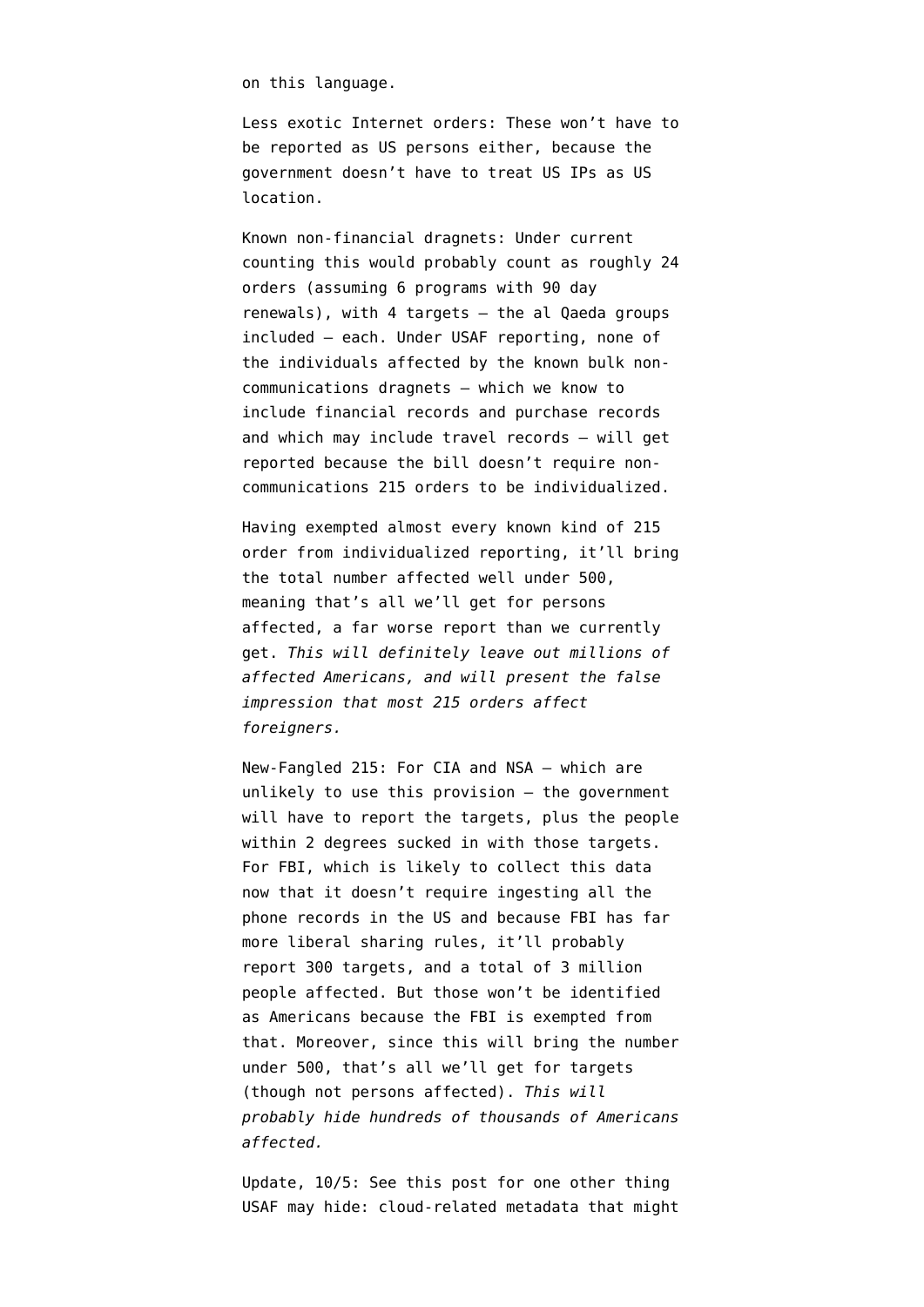on this language.

Less exotic Internet orders: These won't have to be reported as US persons either, because the government doesn't have to treat US IPs as US location.

Known non-financial dragnets: Under current counting this would probably count as roughly 24 orders (assuming 6 programs with 90 day renewals), with 4 targets — the al Qaeda groups included — each. Under USAF reporting, none of the individuals affected by the known bulk non-communications dragnets — which we know to include financial records and purchase records and which may include travel records — will get reported because the bill doesn't require non-communications 215 orders to be individualized.

Having exempted almost every known kind of 215 order from individualized reporting, it'll bring the total number affected well under 500, meaning that's all we'll get for persons affected, a far worse report than we currently get. *This will definitely leave out millions of affected Americans, and will present the false impression that most 215 orders affect foreigners.*

New-Fangled 215: For CIA and NSA — which are unlikely to use this provision — the government will have to report the targets, plus the people within 2 degrees sucked in with those targets. For FBI, which is likely to collect this data now that it doesn't require ingesting all the phone records in the US and because FBI has far more liberal sharing rules, it'll probably report 300 targets, and a total of 3 million people affected. But those won't be identified as Americans because the FBI is exempted from that. Moreover, since this will bring the number under 500, that's all we'll get for targets (though not persons affected). *This will probably hide hundreds of thousands of Americans affected.*

Update, 10/5: See this post for one other thing USAF may hide: cloud-related metadata that might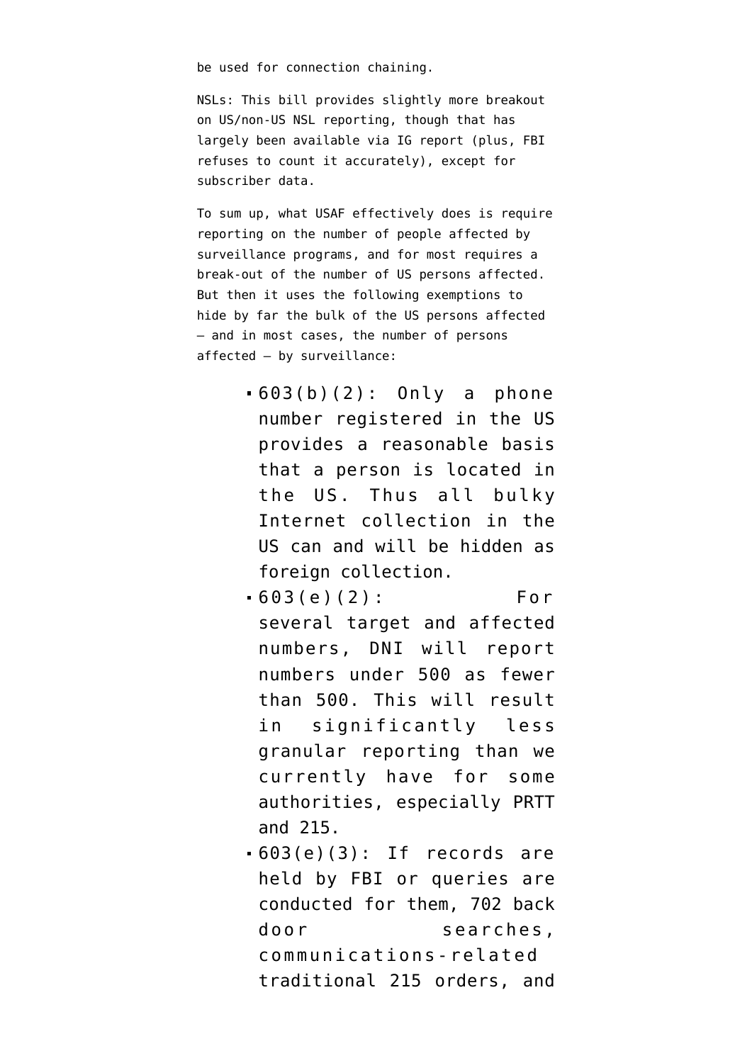be used for connection chaining.

NSLs: This bill provides slightly more breakout on US/non-US NSL reporting, though that has largely been available via IG report (plus, FBI refuses to count it accurately), except for subscriber data.

To sum up, what USAF effectively does is require reporting on the number of people affected by surveillance programs, and for most requires a break-out of the number of US persons affected. But then it uses the following exemptions to hide by far the bulk of the US persons affected – and in most cases, the number of persons affected – by surveillance:

- 603(b)(2): Only a phone number registered in the US provides a reasonable basis that a person is located in the US. Thus all bulky Internet collection in the US can and will be hidden as foreign collection.
- 603(e)(2): For several target and affected numbers, DNI will report numbers under 500 as fewer than 500. This will result in significantly less granular reporting than we currently have for some authorities, especially PRTT and 215.
- 603(e)(3): If records are held by FBI or queries are conducted for them, 702 back door searches, communications-related traditional 215 orders, and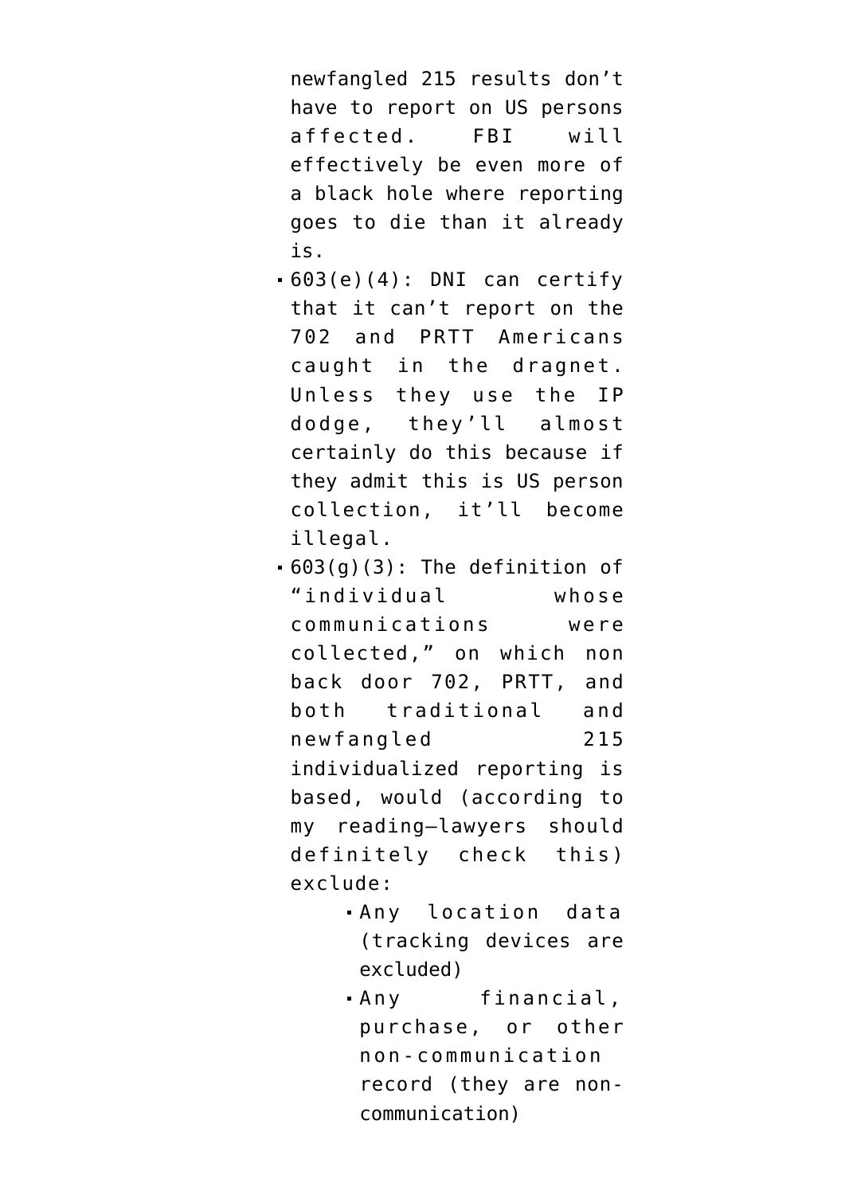newfangled 215 results don't have to report on US persons affected. FBI will effectively be even more of a black hole where reporting goes to die than it already is.

- 603(e)(4): DNI can certify that it can't report on the 702 and PRTT Americans caught in the dragnet. Unless they use the IP dodge, they'll almost certainly do this because if they admit this is US person collection, it'll become illegal.
- 603(g)(3): The definition of "individual whose communications were collected," on which non back door 702, PRTT, and both traditional and newfangled 215 individualized reporting is based, would (according to my reading—lawyers should definitely check this) exclude:
    - Any location data (tracking devices are excluded)
    - Any financial, purchase, or other non-communication record (they are non-communication)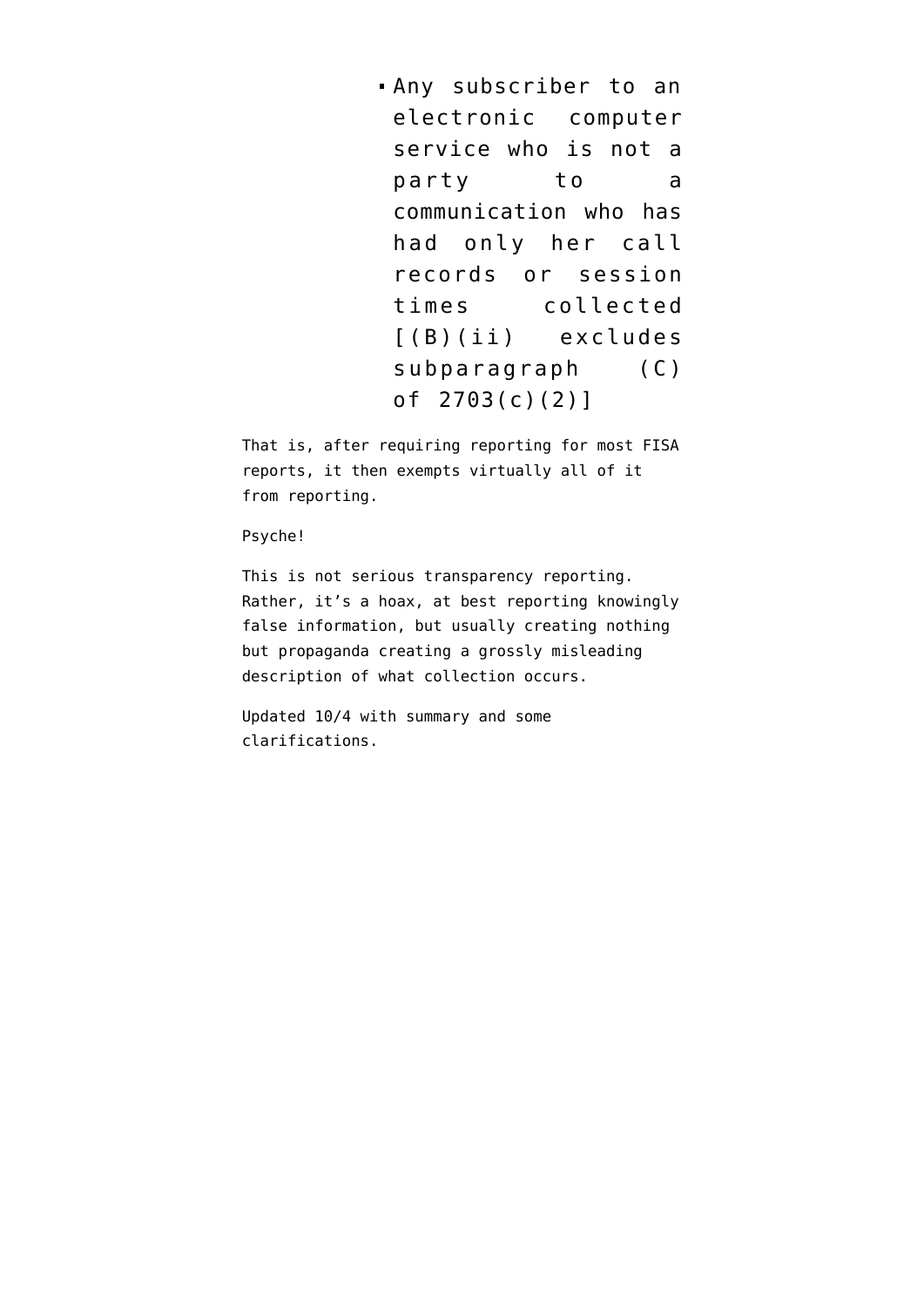- Any subscriber to an electronic computer service who is not a party to a communication who has had only her call records or session times collected [(B)(ii) excludes subparagraph (C) of 2703(c)(2)]

That is, after requiring reporting for most FISA reports, it then exempts virtually all of it from reporting.

Psyche!

This is not serious transparency reporting. Rather, it's a hoax, at best reporting knowingly false information, but usually creating nothing but propaganda creating a grossly misleading description of what collection occurs.

Updated 10/4 with summary and some clarifications.